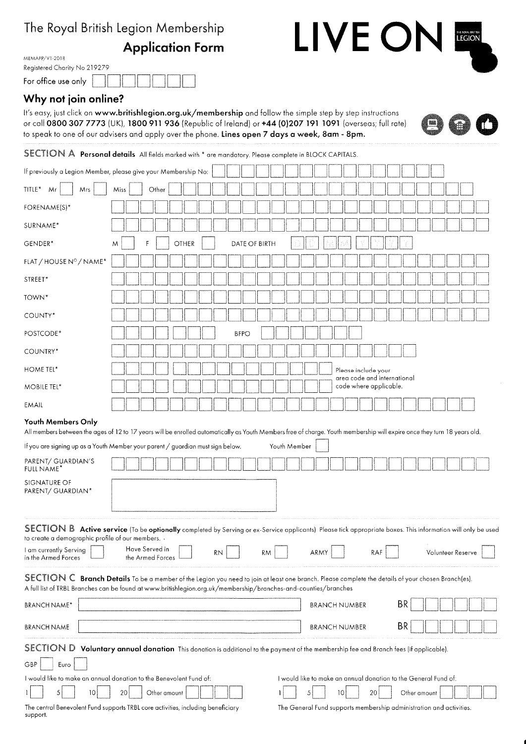# The Royal British Legion Membership

## Application Form

LIVE ON

MEMAPP/V1-2018

Registered Charity No 219279

For office use only

## Why not join online?

It's easy, just click on **www.britishlegion.org.uk/membership** and follow the simple step by step instructions or call **0800 307 7773** (UK), **1800 911 936** (Republic of Ireland) or **+44 (0)207 191 1091** (overseas; full rate) to speak to one of our advisers and apply over the phone. **Lines open 7 days a week, 8am - 8pm.**

### SECTION A Personal details

All fields marked with * are mandatory. Please complete in BLOCK CAPITALS.

If previously a Legion Member, please give your Membership No:

TITLE* Mr ☐ Mrs ☐ Miss ☐ Other

FORENAME(S)*

SURNAME*

GENDER* M ☐ F ☐ OTHER ☐ DATE OF BIRTH

FLAT / HOUSE N° / NAME*

STREET*

TOWN*

COUNTY*

POSTCODE* BFPO

COUNTRY*

HOME TEL*

MOBILE TEL*

Please include your area code and international code where applicable.

EMAIL

**Youth Members Only**

All members between the ages of 12 to 17 years will be enrolled automatically as Youth Members free of charge. Youth membership will expire once they turn 18 years old.

If you are signing up as a Youth Member your parent / guardian must sign below. Youth Member ☐

PARENT/ GUARDIAN'S FULL NAME*

SIGNATURE OF PARENT/ GUARDIAN*

### SECTION B Active service

(To be **optionally** completed by Serving or ex-Service applicants) Please tick appropriate boxes. This information will only be used to create a demographic profile of our members.

I am currently Serving in the Armed Forces ☐ Have Served in the Armed Forces ☐ RN ☐ RM ☐ ARMY ☐ RAF ☐ Volunteer Reserve ☐

### SECTION C Branch Details

To be a member of the Legion you need to join at least one branch. Please complete the details of your chosen Branch(es). A full list of TRBL Branches can be found at www.britishlegion.org.uk/membership/branches-and-counties/branches

BRANCH NAME* BRANCH NUMBER BR

BRANCH NAME BRANCH NUMBER BR

### SECTION D Voluntary annual donation

This donation is additional to the payment of the membership fee and Branch fees (if applicable).

GBP ☐ Euro ☐

I would like to make an annual donation to the Benevolent Fund of:

1 ☐ 5 ☐ 10 ☐ 20 ☐ Other amount

The central Benevolent Fund supports TRBL core activities, including beneficiary support.

I would like to make an annual donation to the General Fund of:

1 ☐ 5 ☐ 10 ☐ 20 ☐ Other amount

The General Fund supports membership administration and activities.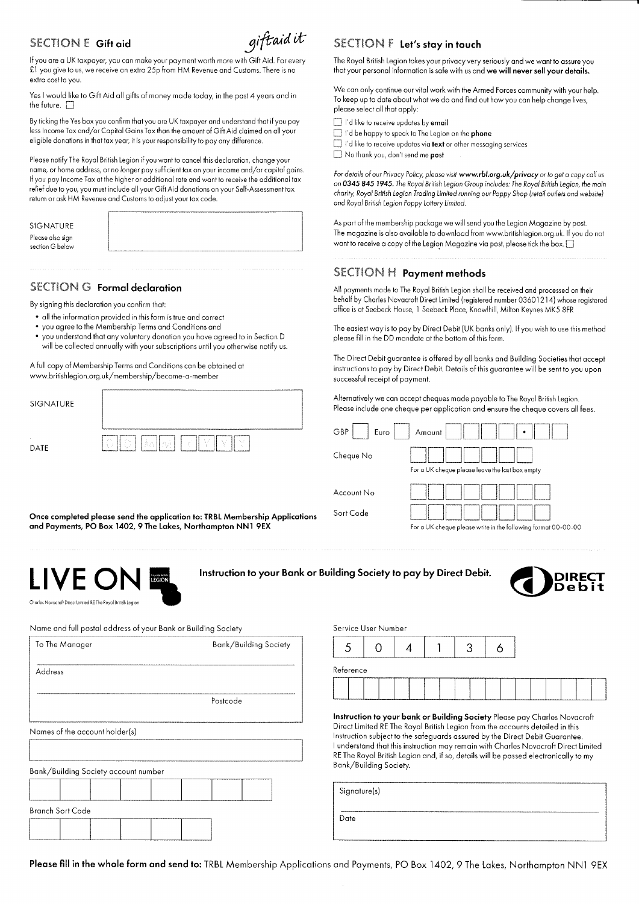## SECTION E Gift aid

giftaid it

If you are a UK taxpayer, you can make your payment worth more with Gift Aid. For every £1 you give to us, we receive an extra 25p from HM Revenue and Customs. There is no extra cost to you.

Yes I would like to Gift Aid all gifts of money made today, in the past 4 years and in the future. ☐

By ticking the Yes box you confirm that you are UK taxpayer and understand that if you pay less Income Tax and/or Capital Gains Tax than the amount of Gift Aid claimed on all your eligible donations in that tax year, it is your responsibility to pay any difference.

Please notify The Royal British Legion if you want to cancel this declaration, change your name, or home address, or no longer pay sufficient tax on your income and/or capital gains. If you pay Income Tax at the higher or additional rate and want to receive the additional tax relief due to you, you must include all your Gift Aid donations on your Self-Assessment tax return or ask HM Revenue and Customs to adjust your tax code.

SIGNATURE

Please also sign section G below

## SECTION G Formal declaration

By signing this declaration you confirm that:

- all the information provided in this form is true and correct
- you agree to the Membership Terms and Conditions and
- you understand that any voluntary donation you have agreed to in Section D will be collected annually with your subscriptions until you otherwise notify us.

A full copy of Membership Terms and Conditions can be obtained at www.britishlegion.org.uk/membership/become-a-member

SIGNATURE

DATE D D M M Y Y Y Y

**Once completed please send the application to: TRBL Membership Applications and Payments, PO Box 1402, 9 The Lakes, Northampton NN1 9EX**

## SECTION F Let's stay in touch

The Royal British Legion takes your privacy very seriously and we want to assure you that your personal information is safe with us and **we will never sell your details.**

We can only continue our vital work with the Armed Forces community with your help. To keep up to date about what we do and find out how you can help change lives, please select all that apply:

- ☐ I'd like to receive updates by **email**
- ☐ I'd be happy to speak to The Legion on the **phone**
- ☐ I'd like to receive updates via **text** or other messaging services
- ☐ No thank you, don't send me **post**

*For details of our Privacy Policy, please visit **www.rbl.org.uk/privacy** or to get a copy call us on **0345 845 1945.** The Royal British Legion Group includes: The Royal British Legion, the main charity, Royal British Legion Trading Limited running our Poppy Shop (retail outlets and website) and Royal British Legion Poppy Lottery Limited.*

As part of the membership package we will send you the Legion Magazine by post. The magazine is also available to download from www.britishlegion.org.uk. If you do not want to receive a copy of the Legion Magazine via post, please tick the box. ☐

## SECTION H Payment methods

All payments made to The Royal British Legion shall be received and processed on their behalf by Charles Novacroft Direct Limited (registered number 03601214) whose registered office is at Seebeck House, 1 Seebeck Place, Knowlhill, Milton Keynes MK5 8FR

The easiest way is to pay by Direct Debit (UK banks only). If you wish to use this method please fill in the DD mandate at the bottom of this form.

The Direct Debit guarantee is offered by all banks and Building Societies that accept instructions to pay by Direct Debit. Details of this guarantee will be sent to you upon successful receipt of payment.

Alternatively we can accept cheques made payable to The Royal British Legion. Please include one cheque per application and ensure the cheque covers all fees.

GBP ☐ Euro ☐ Amount

Cheque No

For a UK cheque please leave the last box empty

Account No

Sort Code

For a UK cheque please write in the following format 00-00-00

---

**LIVE ON**

Charles Novacroft Direct Limited RE The Royal British Legion

**Instruction to your Bank or Building Society to pay by Direct Debit.**

DIRECT Debit

Name and full postal address of your Bank or Building Society

To The Manager Bank/Building Society

Address

Postcode

Names of the account holder(s)

Bank/Building Society account number

Branch Sort Code

Service User Number

| 5 | 0 | 4 | 1 | 3 | 6 |
|---|---|---|---|---|---|

Reference

**Instruction to your bank or Building Society** Please pay Charles Novacroft Direct Limited RE The Royal British Legion from the accounts detailed in this Instruction subject to the safeguards assured by the Direct Debit Guarantee. I understand that this instruction may remain with Charles Novacroft Direct Limited RE The Royal British Legion and, if so, details will be passed electronically to my Bank/Building Society.

Signature(s)

Date

**Please fill in the whole form and send to:** TRBL Membership Applications and Payments, PO Box 1402, 9 The Lakes, Northampton NN1 9EX